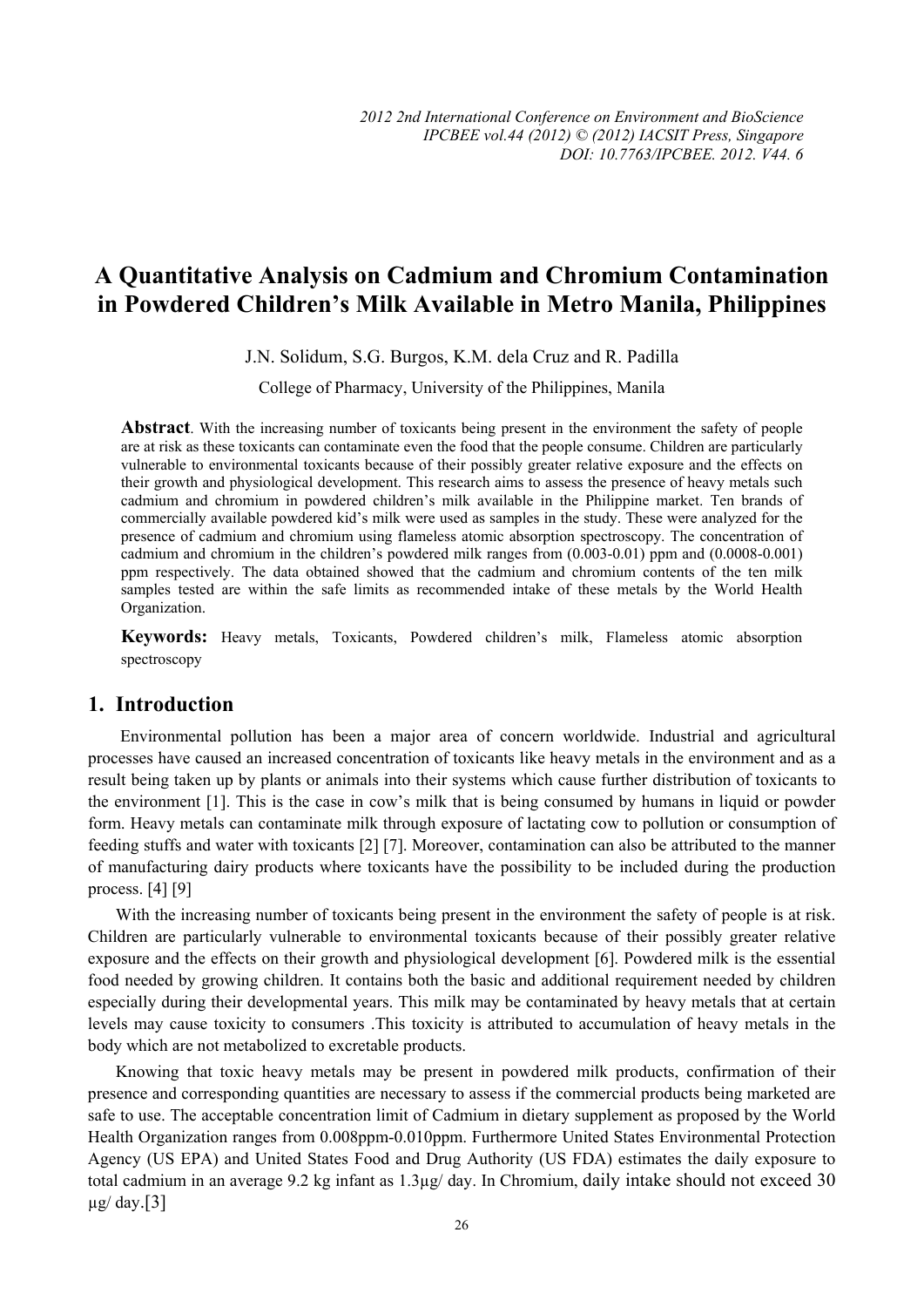# A Quantitative Analysis on Cadmium and Chromium Contamination in Powdered Children's Milk Available in Metro Manila, Philippines

J.N. Solidum, S.G. Burgos, K.M. dela Cruz and R. Padilla

College of Pharmacy, University of the Philippines, Manila

**Abstract**. With the increasing number of toxicants being present in the environment the safety of people are at risk as these toxicants can contaminate even the food that the people consume. Children are particularly vulnerable to environmental toxicants because of their possibly greater relative exposure and the effects on their growth and physiological development. This research aims to assess the presence of heavy metals such cadmium and chromium in powdered children's milk available in the Philippine market. Ten brands of commercially available powdered kid's milk were used as samples in the study. These were analyzed for the presence of cadmium and chromium using flameless atomic absorption spectroscopy. The concentration of cadmium and chromium in the children's powdered milk ranges from (0.003-0.01) ppm and (0.0008-0.001) ppm respectively. The data obtained showed that the cadmium and chromium contents of the ten milk samples tested are within the safe limits as recommended intake of these metals by the World Health Organization.

**Keywords:** Heavy metals, Toxicants, Powdered children's milk, Flameless atomic absorption spectroscopy

## 1. Introduction

Environmental pollution has been a major area of concern worldwide. Industrial and agricultural processes have caused an increased concentration of toxicants like heavy metals in the environment and as a result being taken up by plants or animals into their systems which cause further distribution of toxicants to the environment [1]. This is the case in cow's milk that is being consumed by humans in liquid or powder form. Heavy metals can contaminate milk through exposure of lactating cow to pollution or consumption of feeding stuffs and water with toxicants [2] [7]. Moreover, contamination can also be attributed to the manner of manufacturing dairy products where toxicants have the possibility to be included during the production process. [4] [9]

With the increasing number of toxicants being present in the environment the safety of people is at risk. Children are particularly vulnerable to environmental toxicants because of their possibly greater relative exposure and the effects on their growth and physiological development [6]. Powdered milk is the essential food needed by growing children. It contains both the basic and additional requirement needed by children especially during their developmental years. This milk may be contaminated by heavy metals that at certain levels may cause toxicity to consumers .This toxicity is attributed to accumulation of heavy metals in the body which are not metabolized to excretable products.

Knowing that toxic heavy metals may be present in powdered milk products, confirmation of their presence and corresponding quantities are necessary to assess if the commercial products being marketed are safe to use. The acceptable concentration limit of Cadmium in dietary supplement as proposed by the World Health Organization ranges from 0.008ppm-0.010ppm. Furthermore United States Environmental Protection Agency (US EPA) and United States Food and Drug Authority (US FDA) estimates the daily exposure to total cadmium in an average 9.2 kg infant as 1.3µg/ day. In Chromium, daily intake should not exceed 30 µg/ day.[3]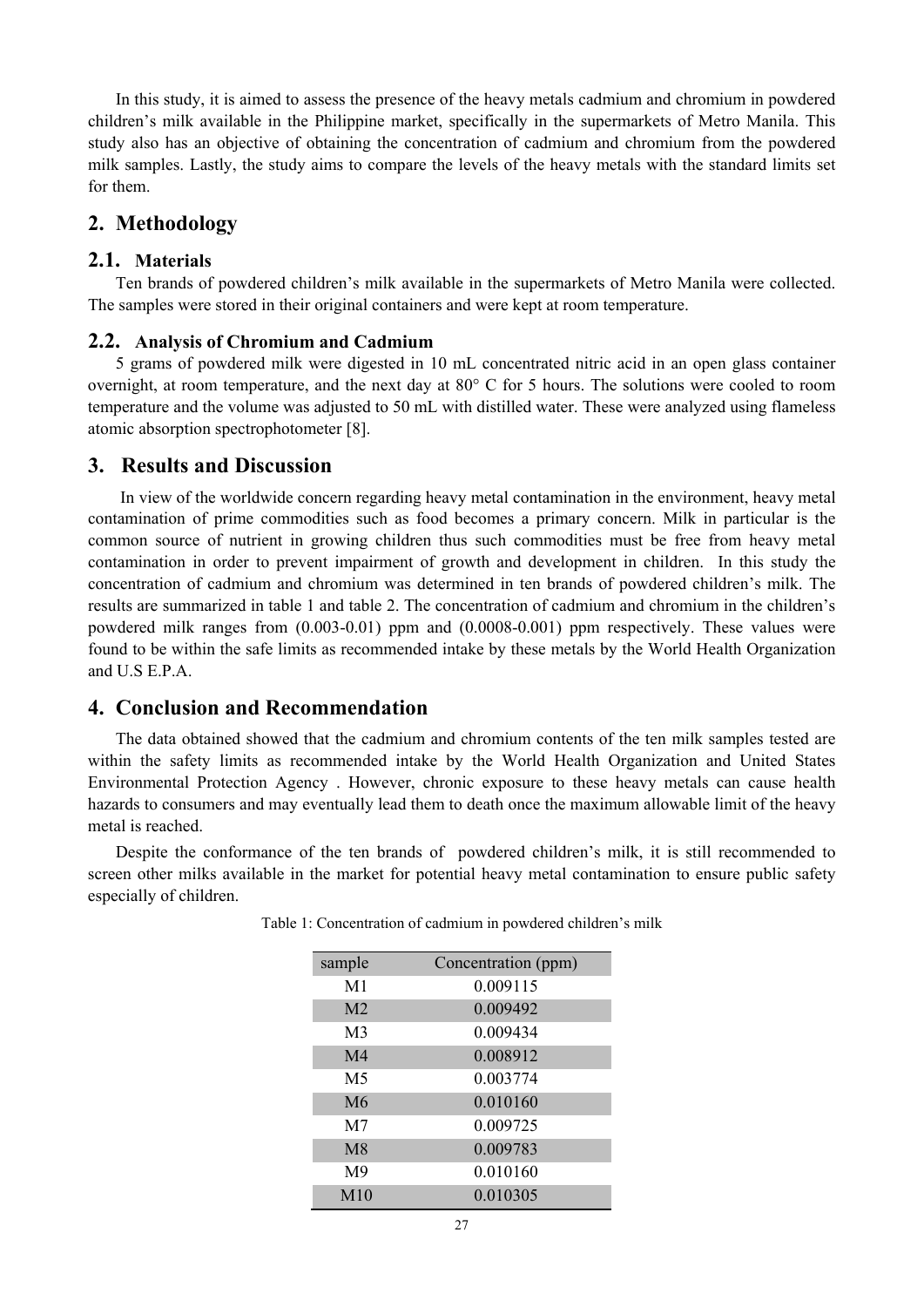In this study, it is aimed to assess the presence of the heavy metals cadmium and chromium in powdered children's milk available in the Philippine market, specifically in the supermarkets of Metro Manila. This study also has an objective of obtaining the concentration of cadmium and chromium from the powdered milk samples. Lastly, the study aims to compare the levels of the heavy metals with the standard limits set for them.

## 2. Methodology

### 2.1. Materials

Ten brands of powdered children's milk available in the supermarkets of Metro Manila were collected. The samples were stored in their original containers and were kept at room temperature.

### 2.2. Analysis of Chromium and Cadmium

5 grams of powdered milk were digested in 10 mL concentrated nitric acid in an open glass container overnight, at room temperature, and the next day at 80° C for 5 hours. The solutions were cooled to room temperature and the volume was adjusted to 50 mL with distilled water. These were analyzed using flameless atomic absorption spectrophotometer [8].

## 3. Results and Discussion

In view of the worldwide concern regarding heavy metal contamination in the environment, heavy metal contamination of prime commodities such as food becomes a primary concern. Milk in particular is the common source of nutrient in growing children thus such commodities must be free from heavy metal contamination in order to prevent impairment of growth and development in children. In this study the concentration of cadmium and chromium was determined in ten brands of powdered children's milk. The results are summarized in table 1 and table 2. The concentration of cadmium and chromium in the children's powdered milk ranges from (0.003-0.01) ppm and (0.0008-0.001) ppm respectively. These values were found to be within the safe limits as recommended intake by these metals by the World Health Organization and U.S E.P.A.

## 4. Conclusion and Recommendation

The data obtained showed that the cadmium and chromium contents of the ten milk samples tested are within the safety limits as recommended intake by the World Health Organization and United States Environmental Protection Agency . However, chronic exposure to these heavy metals can cause health hazards to consumers and may eventually lead them to death once the maximum allowable limit of the heavy metal is reached.

Despite the conformance of the ten brands of powdered children's milk, it is still recommended to screen other milks available in the market for potential heavy metal contamination to ensure public safety especially of children.

Table 1: Concentration of cadmium in powdered children's milk

| sample | Concentration (ppm) |
|---|---|
| M1 | 0.009115 |
| M2 | 0.009492 |
| M3 | 0.009434 |
| M4 | 0.008912 |
| M5 | 0.003774 |
| M6 | 0.010160 |
| M7 | 0.009725 |
| M8 | 0.009783 |
| M9 | 0.010160 |
| M10 | 0.010305 |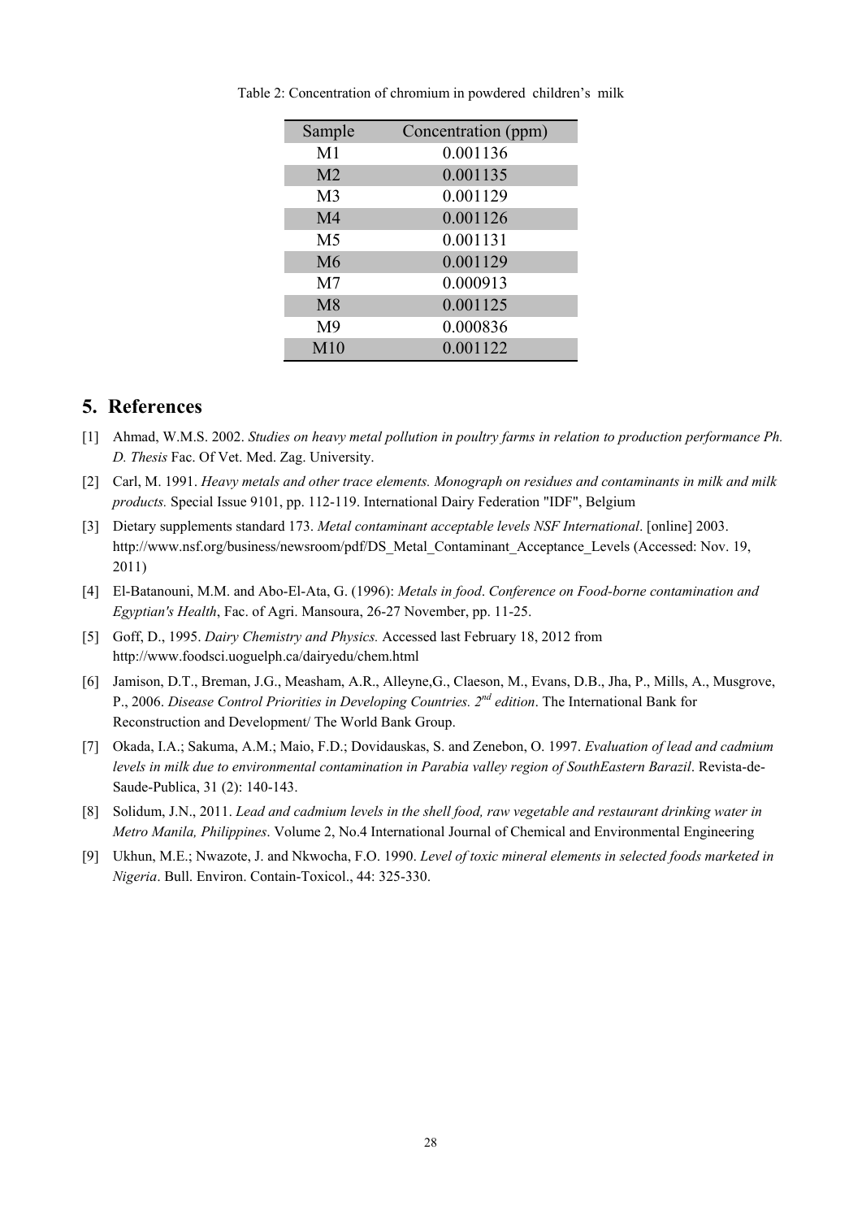Table 2: Concentration of chromium in powdered children's milk

| Sample | Concentration (ppm) |
|---|---|
| M1 | 0.001136 |
| M2 | 0.001135 |
| M3 | 0.001129 |
| M4 | 0.001126 |
| M5 | 0.001131 |
| M6 | 0.001129 |
| M7 | 0.000913 |
| M8 | 0.001125 |
| M9 | 0.000836 |
| M10 | 0.001122 |

## 5. References

[1] Ahmad, W.M.S. 2002. *Studies on heavy metal pollution in poultry farms in relation to production performance Ph. D. Thesis* Fac. Of Vet. Med. Zag. University.

[2] Carl, M. 1991. *Heavy metals and other trace elements. Monograph on residues and contaminants in milk and milk products.* Special Issue 9101, pp. 112-119. International Dairy Federation "IDF", Belgium

[3] Dietary supplements standard 173. *Metal contaminant acceptable levels NSF International*. [online] 2003. http://www.nsf.org/business/newsroom/pdf/DS_Metal_Contaminant_Acceptance_Levels (Accessed: Nov. 19, 2011)

[4] El-Batanouni, M.M. and Abo-El-Ata, G. (1996): *Metals in food*. *Conference on Food-borne contamination and Egyptian's Health*, Fac. of Agri. Mansoura, 26-27 November, pp. 11-25.

[5] Goff, D., 1995. *Dairy Chemistry and Physics.* Accessed last February 18, 2012 from http://www.foodsci.uoguelph.ca/dairyedu/chem.html

[6] Jamison, D.T., Breman, J.G., Measham, A.R., Alleyne,G., Claeson, M., Evans, D.B., Jha, P., Mills, A., Musgrove, P., 2006. *Disease Control Priorities in Developing Countries. 2nd edition*. The International Bank for Reconstruction and Development/ The World Bank Group.

[7] Okada, I.A.; Sakuma, A.M.; Maio, F.D.; Dovidauskas, S. and Zenebon, O. 1997. *Evaluation of lead and cadmium levels in milk due to environmental contamination in Parabia valley region of SouthEastern Barazil*. Revista-de-Saude-Publica, 31 (2): 140-143.

[8] Solidum, J.N., 2011. *Lead and cadmium levels in the shell food, raw vegetable and restaurant drinking water in Metro Manila, Philippines*. Volume 2, No.4 International Journal of Chemical and Environmental Engineering

[9] Ukhun, M.E.; Nwazote, J. and Nkwocha, F.O. 1990. *Level of toxic mineral elements in selected foods marketed in Nigeria*. Bull. Environ. Contain-Toxicol., 44: 325-330.